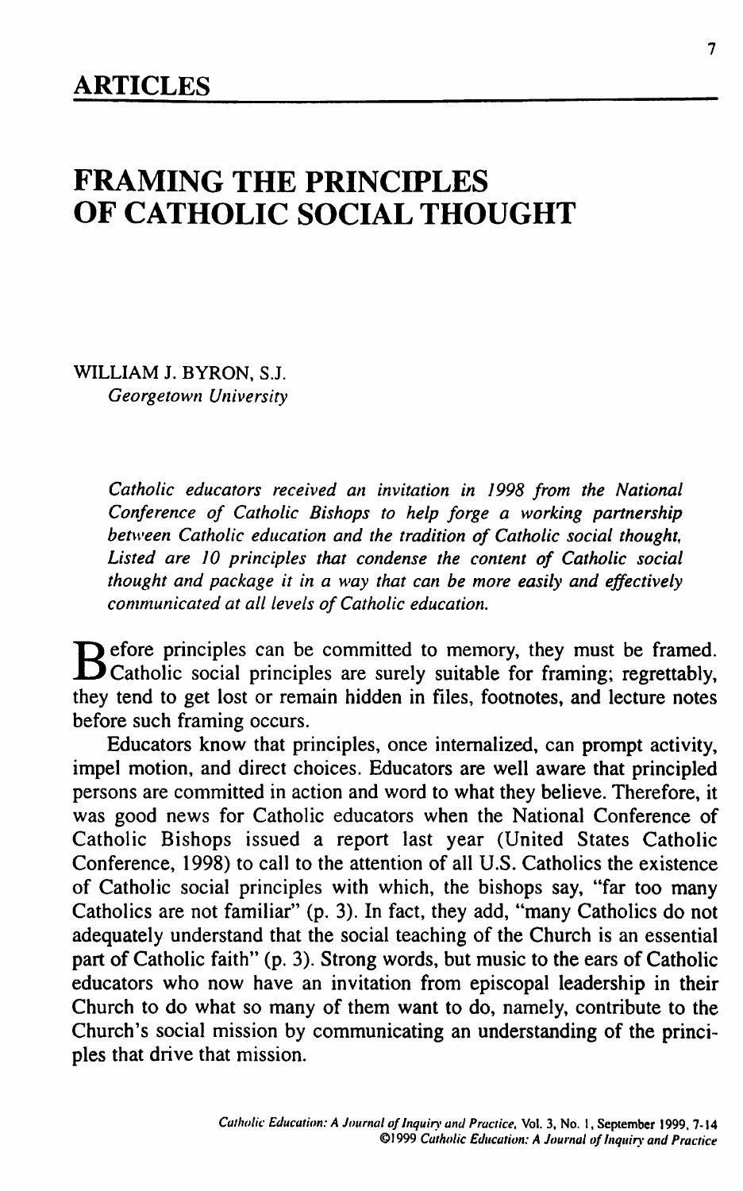## ARTICLES

# FRAMING THE PRINCIPLES OF CATHOLIC SOCIAL THOUGHT

WILLIAM J. BYRON, S.J.
*Georgetown University*

*Catholic educators received an invitation in 1998 from the National Conference of Catholic Bishops to help forge a working partnership between Catholic education and the tradition of Catholic social thought, Listed are 10 principles that condense the content of Catholic social thought and package it in a way that can be more easily and effectively communicated at all levels of Catholic education.*

Before principles can be committed to memory, they must be framed. Catholic social principles are surely suitable for framing; regrettably, they tend to get lost or remain hidden in files, footnotes, and lecture notes before such framing occurs.

Educators know that principles, once internalized, can prompt activity, impel motion, and direct choices. Educators are well aware that principled persons are committed in action and word to what they believe. Therefore, it was good news for Catholic educators when the National Conference of Catholic Bishops issued a report last year (United States Catholic Conference, 1998) to call to the attention of all U.S. Catholics the existence of Catholic social principles with which, the bishops say, "far too many Catholics are not familiar" (p. 3). In fact, they add, "many Catholics do not adequately understand that the social teaching of the Church is an essential part of Catholic faith" (p. 3). Strong words, but music to the ears of Catholic educators who now have an invitation from episcopal leadership in their Church to do what so many of them want to do, namely, contribute to the Church's social mission by communicating an understanding of the principles that drive that mission.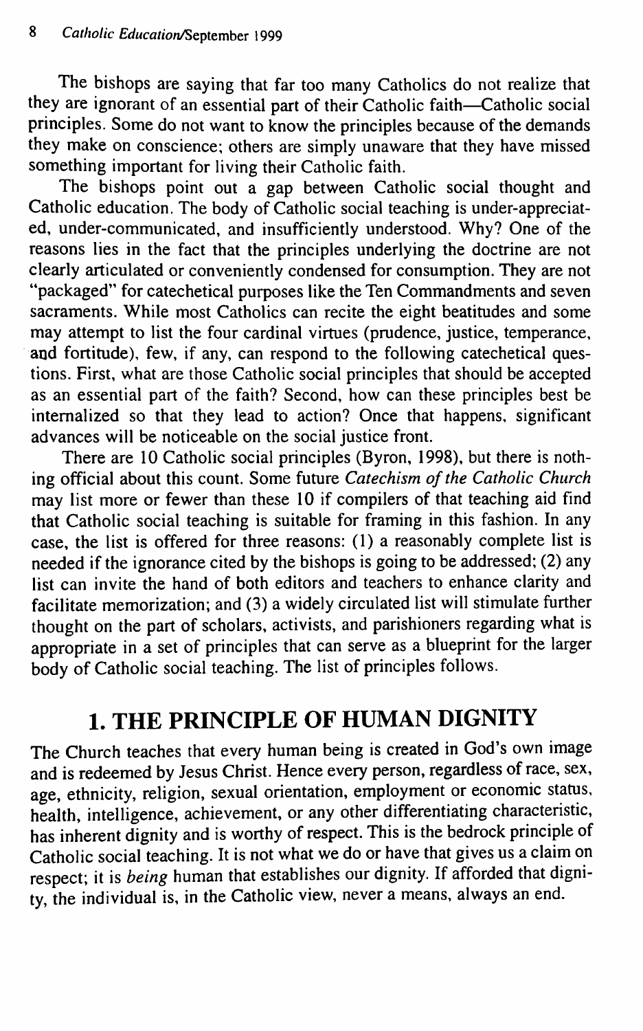The bishops are saying that far too many Catholics do not realize that they are ignorant of an essential part of their Catholic faith—Catholic social principles. Some do not want to know the principles because of the demands they make on conscience; others are simply unaware that they have missed something important for living their Catholic faith.

The bishops point out a gap between Catholic social thought and Catholic education. The body of Catholic social teaching is under-appreciated, under-communicated, and insufficiently understood. Why? One of the reasons lies in the fact that the principles underlying the doctrine are not clearly articulated or conveniently condensed for consumption. They are not "packaged" for catechetical purposes like the Ten Commandments and seven sacraments. While most Catholics can recite the eight beatitudes and some may attempt to list the four cardinal virtues (prudence, justice, temperance, and fortitude), few, if any, can respond to the following catechetical questions. First, what are those Catholic social principles that should be accepted as an essential part of the faith? Second, how can these principles best be internalized so that they lead to action? Once that happens, significant advances will be noticeable on the social justice front.

There are 10 Catholic social principles (Byron, 1998), but there is nothing official about this count. Some future *Catechism of the Catholic Church* may list more or fewer than these 10 if compilers of that teaching aid find that Catholic social teaching is suitable for framing in this fashion. In any case, the list is offered for three reasons: (1) a reasonably complete list is needed if the ignorance cited by the bishops is going to be addressed; (2) any list can invite the hand of both editors and teachers to enhance clarity and facilitate memorization; and (3) a widely circulated list will stimulate further thought on the part of scholars, activists, and parishioners regarding what is appropriate in a set of principles that can serve as a blueprint for the larger body of Catholic social teaching. The list of principles follows.

## 1. THE PRINCIPLE OF HUMAN DIGNITY

The Church teaches that every human being is created in God's own image and is redeemed by Jesus Christ. Hence every person, regardless of race, sex, age, ethnicity, religion, sexual orientation, employment or economic status, health, intelligence, achievement, or any other differentiating characteristic, has inherent dignity and is worthy of respect. This is the bedrock principle of Catholic social teaching. It is not what we do or have that gives us a claim on respect; it is *being* human that establishes our dignity. If afforded that dignity, the individual is, in the Catholic view, never a means, always an end.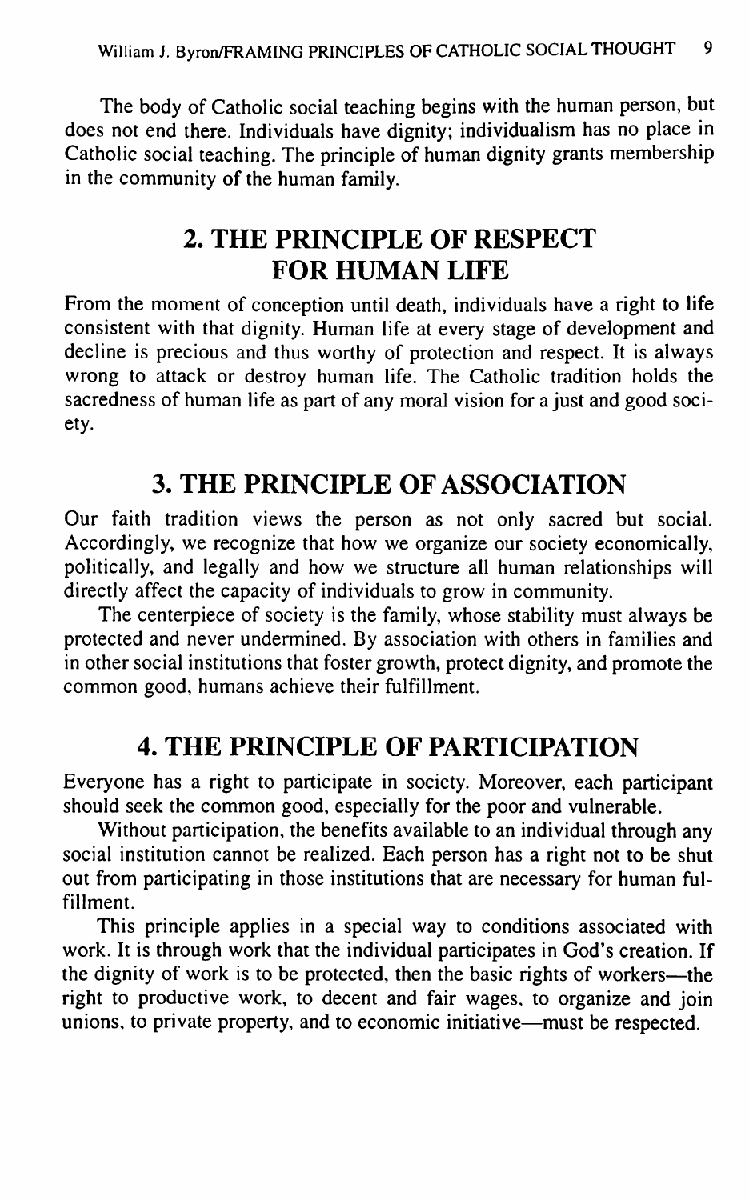The body of Catholic social teaching begins with the human person, but does not end there. Individuals have dignity; individualism has no place in Catholic social teaching. The principle of human dignity grants membership in the community of the human family.

## 2. THE PRINCIPLE OF RESPECT FOR HUMAN LIFE

From the moment of conception until death, individuals have a right to life consistent with that dignity. Human life at every stage of development and decline is precious and thus worthy of protection and respect. It is always wrong to attack or destroy human life. The Catholic tradition holds the sacredness of human life as part of any moral vision for a just and good society.

## 3. THE PRINCIPLE OF ASSOCIATION

Our faith tradition views the person as not only sacred but social. Accordingly, we recognize that how we organize our society economically, politically, and legally and how we structure all human relationships will directly affect the capacity of individuals to grow in community.

The centerpiece of society is the family, whose stability must always be protected and never undermined. By association with others in families and in other social institutions that foster growth, protect dignity, and promote the common good, humans achieve their fulfillment.

## 4. THE PRINCIPLE OF PARTICIPATION

Everyone has a right to participate in society. Moreover, each participant should seek the common good, especially for the poor and vulnerable.

Without participation, the benefits available to an individual through any social institution cannot be realized. Each person has a right not to be shut out from participating in those institutions that are necessary for human fulfillment.

This principle applies in a special way to conditions associated with work. It is through work that the individual participates in God's creation. If the dignity of work is to be protected, then the basic rights of workers—the right to productive work, to decent and fair wages, to organize and join unions, to private property, and to economic initiative—must be respected.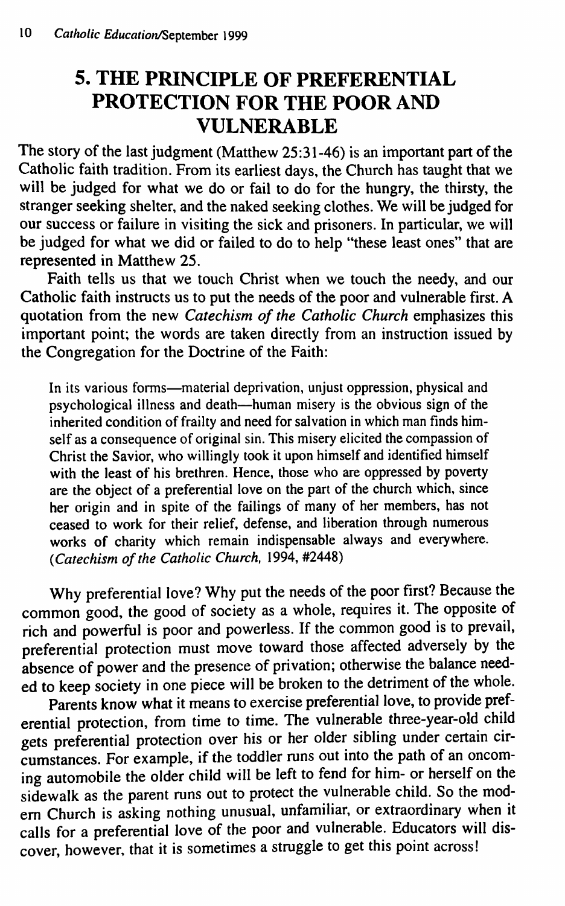## 5. THE PRINCIPLE OF PREFERENTIAL PROTECTION FOR THE POOR AND VULNERABLE

The story of the last judgment (Matthew 25:31-46) is an important part of the Catholic faith tradition. From its earliest days, the Church has taught that we will be judged for what we do or fail to do for the hungry, the thirsty, the stranger seeking shelter, and the naked seeking clothes. We will be judged for our success or failure in visiting the sick and prisoners. In particular, we will be judged for what we did or failed to do to help "these least ones" that are represented in Matthew 25.

Faith tells us that we touch Christ when we touch the needy, and our Catholic faith instructs us to put the needs of the poor and vulnerable first. A quotation from the new *Catechism of the Catholic Church* emphasizes this important point; the words are taken directly from an instruction issued by the Congregation for the Doctrine of the Faith:

> In its various forms—material deprivation, unjust oppression, physical and psychological illness and death—human misery is the obvious sign of the inherited condition of frailty and need for salvation in which man finds himself as a consequence of original sin. This misery elicited the compassion of Christ the Savior, who willingly took it upon himself and identified himself with the least of his brethren. Hence, those who are oppressed by poverty are the object of a preferential love on the part of the church which, since her origin and in spite of the failings of many of her members, has not ceased to work for their relief, defense, and liberation through numerous works of charity which remain indispensable always and everywhere. (*Catechism of the Catholic Church*, 1994, #2448)

Why preferential love? Why put the needs of the poor first? Because the common good, the good of society as a whole, requires it. The opposite of rich and powerful is poor and powerless. If the common good is to prevail, preferential protection must move toward those affected adversely by the absence of power and the presence of privation; otherwise the balance needed to keep society in one piece will be broken to the detriment of the whole.

Parents know what it means to exercise preferential love, to provide preferential protection, from time to time. The vulnerable three-year-old child gets preferential protection over his or her older sibling under certain circumstances. For example, if the toddler runs out into the path of an oncoming automobile the older child will be left to fend for him- or herself on the sidewalk as the parent runs out to protect the vulnerable child. So the modern Church is asking nothing unusual, unfamiliar, or extraordinary when it calls for a preferential love of the poor and vulnerable. Educators will discover, however, that it is sometimes a struggle to get this point across!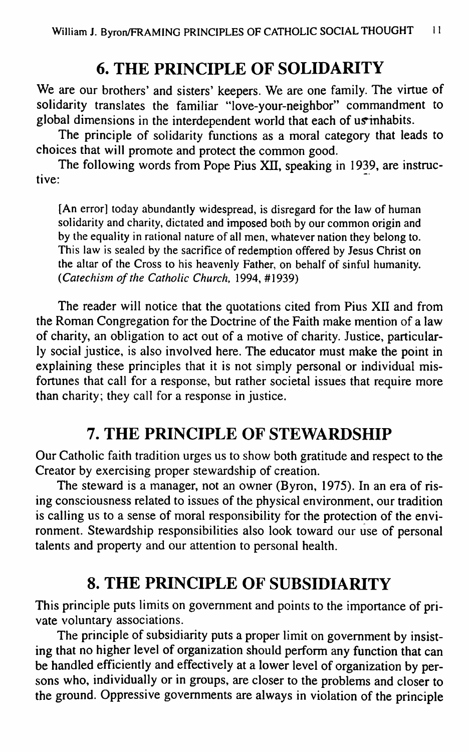## 6. THE PRINCIPLE OF SOLIDARITY

We are our brothers' and sisters' keepers. We are one family. The virtue of solidarity translates the familiar "love-your-neighbor" commandment to global dimensions in the interdependent world that each of us inhabits.

The principle of solidarity functions as a moral category that leads to choices that will promote and protect the common good.

The following words from Pope Pius XII, speaking in 1939, are instructive:

> [An error] today abundantly widespread, is disregard for the law of human solidarity and charity, dictated and imposed both by our common origin and by the equality in rational nature of all men, whatever nation they belong to. This law is sealed by the sacrifice of redemption offered by Jesus Christ on the altar of the Cross to his heavenly Father, on behalf of sinful humanity. (*Catechism of the Catholic Church*, 1994, #1939)

The reader will notice that the quotations cited from Pius XII and from the Roman Congregation for the Doctrine of the Faith make mention of a law of charity, an obligation to act out of a motive of charity. Justice, particularly social justice, is also involved here. The educator must make the point in explaining these principles that it is not simply personal or individual misfortunes that call for a response, but rather societal issues that require more than charity; they call for a response in justice.

## 7. THE PRINCIPLE OF STEWARDSHIP

Our Catholic faith tradition urges us to show both gratitude and respect to the Creator by exercising proper stewardship of creation.

The steward is a manager, not an owner (Byron, 1975). In an era of rising consciousness related to issues of the physical environment, our tradition is calling us to a sense of moral responsibility for the protection of the environment. Stewardship responsibilities also look toward our use of personal talents and property and our attention to personal health.

## 8. THE PRINCIPLE OF SUBSIDIARITY

This principle puts limits on government and points to the importance of private voluntary associations.

The principle of subsidiarity puts a proper limit on government by insisting that no higher level of organization should perform any function that can be handled efficiently and effectively at a lower level of organization by persons who, individually or in groups, are closer to the problems and closer to the ground. Oppressive governments are always in violation of the principle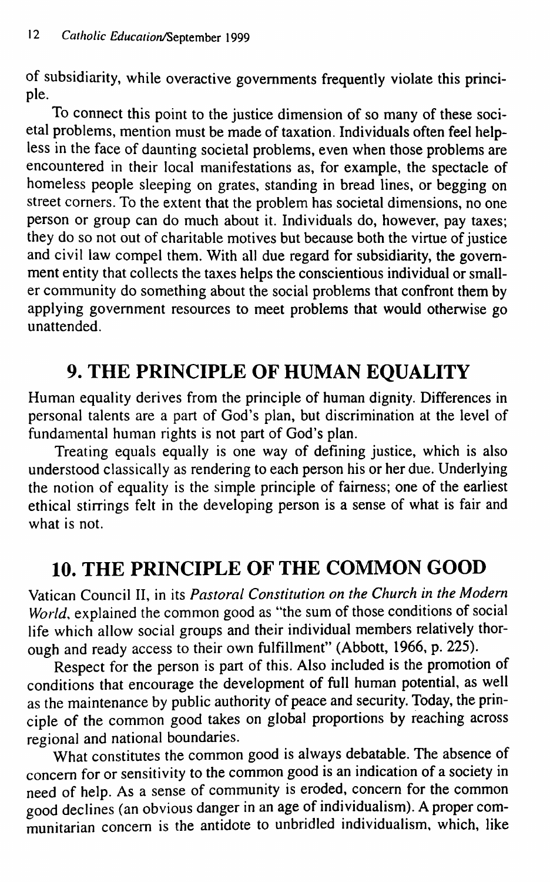of subsidiarity, while overactive governments frequently violate this principle.

To connect this point to the justice dimension of so many of these societal problems, mention must be made of taxation. Individuals often feel helpless in the face of daunting societal problems, even when those problems are encountered in their local manifestations as, for example, the spectacle of homeless people sleeping on grates, standing in bread lines, or begging on street corners. To the extent that the problem has societal dimensions, no one person or group can do much about it. Individuals do, however, pay taxes; they do so not out of charitable motives but because both the virtue of justice and civil law compel them. With all due regard for subsidiarity, the government entity that collects the taxes helps the conscientious individual or smaller community do something about the social problems that confront them by applying government resources to meet problems that would otherwise go unattended.

## 9. THE PRINCIPLE OF HUMAN EQUALITY

Human equality derives from the principle of human dignity. Differences in personal talents are a part of God's plan, but discrimination at the level of fundamental human rights is not part of God's plan.

Treating equals equally is one way of defining justice, which is also understood classically as rendering to each person his or her due. Underlying the notion of equality is the simple principle of fairness; one of the earliest ethical stirrings felt in the developing person is a sense of what is fair and what is not.

## 10. THE PRINCIPLE OF THE COMMON GOOD

Vatican Council II, in its *Pastoral Constitution on the Church in the Modern World*, explained the common good as "the sum of those conditions of social life which allow social groups and their individual members relatively thorough and ready access to their own fulfillment" (Abbott, 1966, p. 225).

Respect for the person is part of this. Also included is the promotion of conditions that encourage the development of full human potential, as well as the maintenance by public authority of peace and security. Today, the principle of the common good takes on global proportions by reaching across regional and national boundaries.

What constitutes the common good is always debatable. The absence of concern for or sensitivity to the common good is an indication of a society in need of help. As a sense of community is eroded, concern for the common good declines (an obvious danger in an age of individualism). A proper communitarian concern is the antidote to unbridled individualism, which, like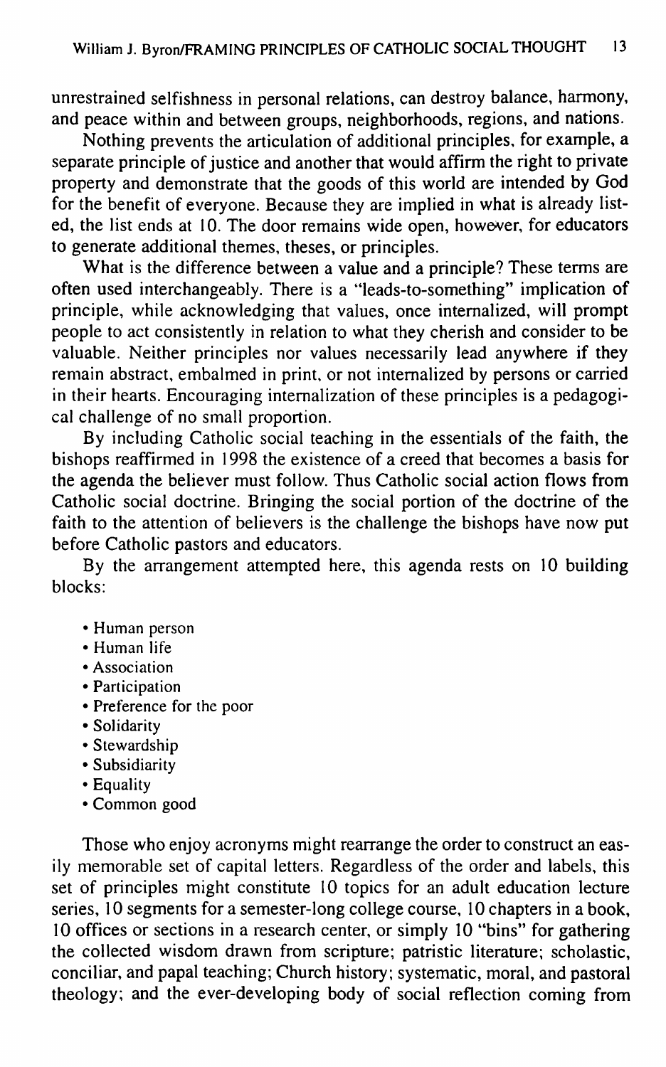unrestrained selfishness in personal relations, can destroy balance, harmony, and peace within and between groups, neighborhoods, regions, and nations.

Nothing prevents the articulation of additional principles, for example, a separate principle of justice and another that would affirm the right to private property and demonstrate that the goods of this world are intended by God for the benefit of everyone. Because they are implied in what is already listed, the list ends at 10. The door remains wide open, however, for educators to generate additional themes, theses, or principles.

What is the difference between a value and a principle? These terms are often used interchangeably. There is a "leads-to-something" implication of principle, while acknowledging that values, once internalized, will prompt people to act consistently in relation to what they cherish and consider to be valuable. Neither principles nor values necessarily lead anywhere if they remain abstract, embalmed in print, or not internalized by persons or carried in their hearts. Encouraging internalization of these principles is a pedagogical challenge of no small proportion.

By including Catholic social teaching in the essentials of the faith, the bishops reaffirmed in 1998 the existence of a creed that becomes a basis for the agenda the believer must follow. Thus Catholic social action flows from Catholic social doctrine. Bringing the social portion of the doctrine of the faith to the attention of believers is the challenge the bishops have now put before Catholic pastors and educators.

By the arrangement attempted here, this agenda rests on 10 building blocks:

- Human person
- Human life
- Association
- Participation
- Preference for the poor
- Solidarity
- Stewardship
- Subsidiarity
- Equality
- Common good

Those who enjoy acronyms might rearrange the order to construct an easily memorable set of capital letters. Regardless of the order and labels, this set of principles might constitute 10 topics for an adult education lecture series, 10 segments for a semester-long college course, 10 chapters in a book, 10 offices or sections in a research center, or simply 10 "bins" for gathering the collected wisdom drawn from scripture; patristic literature; scholastic, conciliar, and papal teaching; Church history; systematic, moral, and pastoral theology; and the ever-developing body of social reflection coming from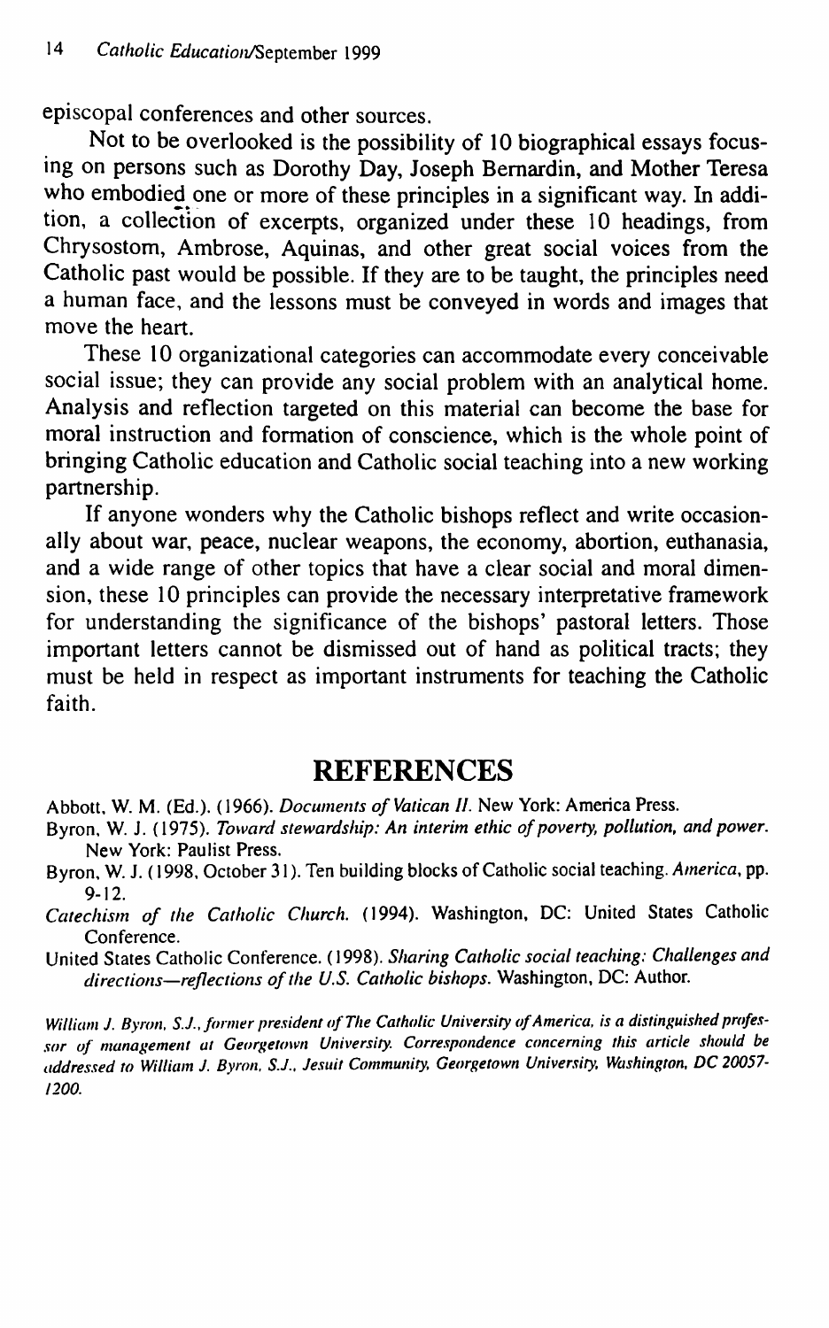episcopal conferences and other sources.

Not to be overlooked is the possibility of 10 biographical essays focusing on persons such as Dorothy Day, Joseph Bernardin, and Mother Teresa who embodied one or more of these principles in a significant way. In addition, a collection of excerpts, organized under these 10 headings, from Chrysostom, Ambrose, Aquinas, and other great social voices from the Catholic past would be possible. If they are to be taught, the principles need a human face, and the lessons must be conveyed in words and images that move the heart.

These 10 organizational categories can accommodate every conceivable social issue; they can provide any social problem with an analytical home. Analysis and reflection targeted on this material can become the base for moral instruction and formation of conscience, which is the whole point of bringing Catholic education and Catholic social teaching into a new working partnership.

If anyone wonders why the Catholic bishops reflect and write occasionally about war, peace, nuclear weapons, the economy, abortion, euthanasia, and a wide range of other topics that have a clear social and moral dimension, these 10 principles can provide the necessary interpretative framework for understanding the significance of the bishops' pastoral letters. Those important letters cannot be dismissed out of hand as political tracts; they must be held in respect as important instruments for teaching the Catholic faith.

## REFERENCES

Abbott, W. M. (Ed.). (1966). *Documents of Vatican II*. New York: America Press.

Byron, W. J. (1975). *Toward stewardship: An interim ethic of poverty, pollution, and power*. New York: Paulist Press.

Byron, W. J. (1998, October 31). Ten building blocks of Catholic social teaching. *America*, pp. 9-12.

*Catechism of the Catholic Church*. (1994). Washington, DC: United States Catholic Conference.

United States Catholic Conference. (1998). *Sharing Catholic social teaching: Challenges and directions—reflections of the U.S. Catholic bishops*. Washington, DC: Author.

*William J. Byron, S.J., former president of The Catholic University of America, is a distinguished professor of management at Georgetown University. Correspondence concerning this article should be addressed to William J. Byron, S.J., Jesuit Community, Georgetown University, Washington, DC 20057-1200.*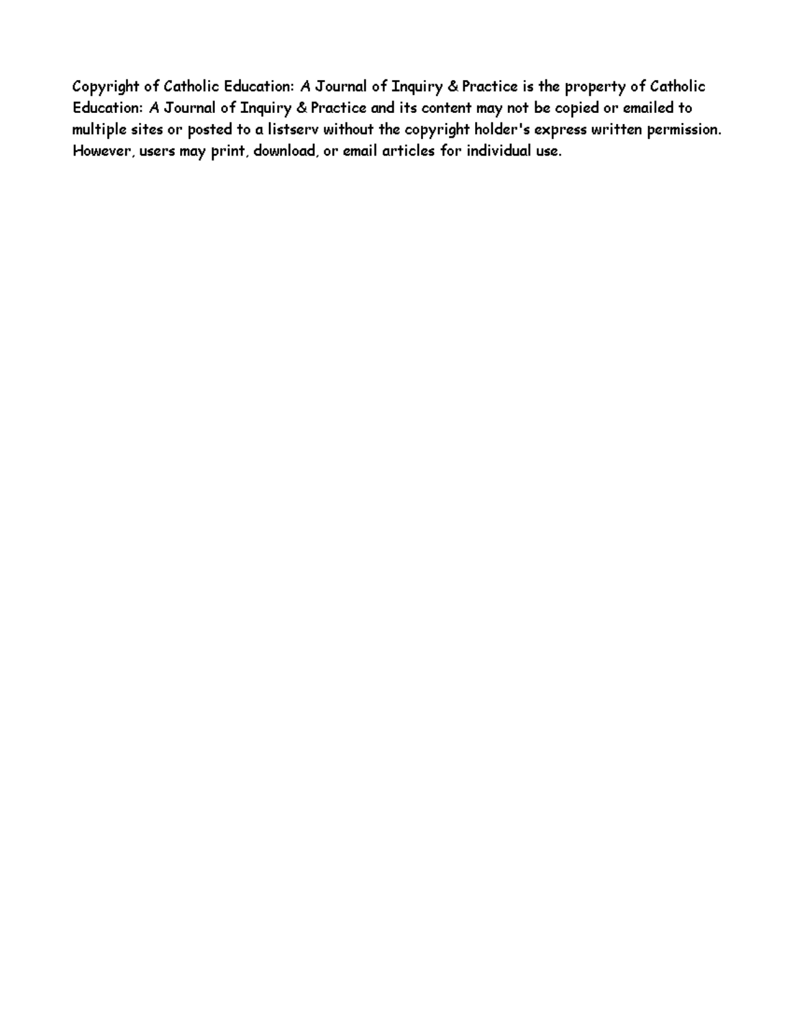Copyright of Catholic Education: A Journal of Inquiry & Practice is the property of Catholic Education: A Journal of Inquiry & Practice and its content may not be copied or emailed to multiple sites or posted to a listserv without the copyright holder's express written permission. However, users may print, download, or email articles for individual use.